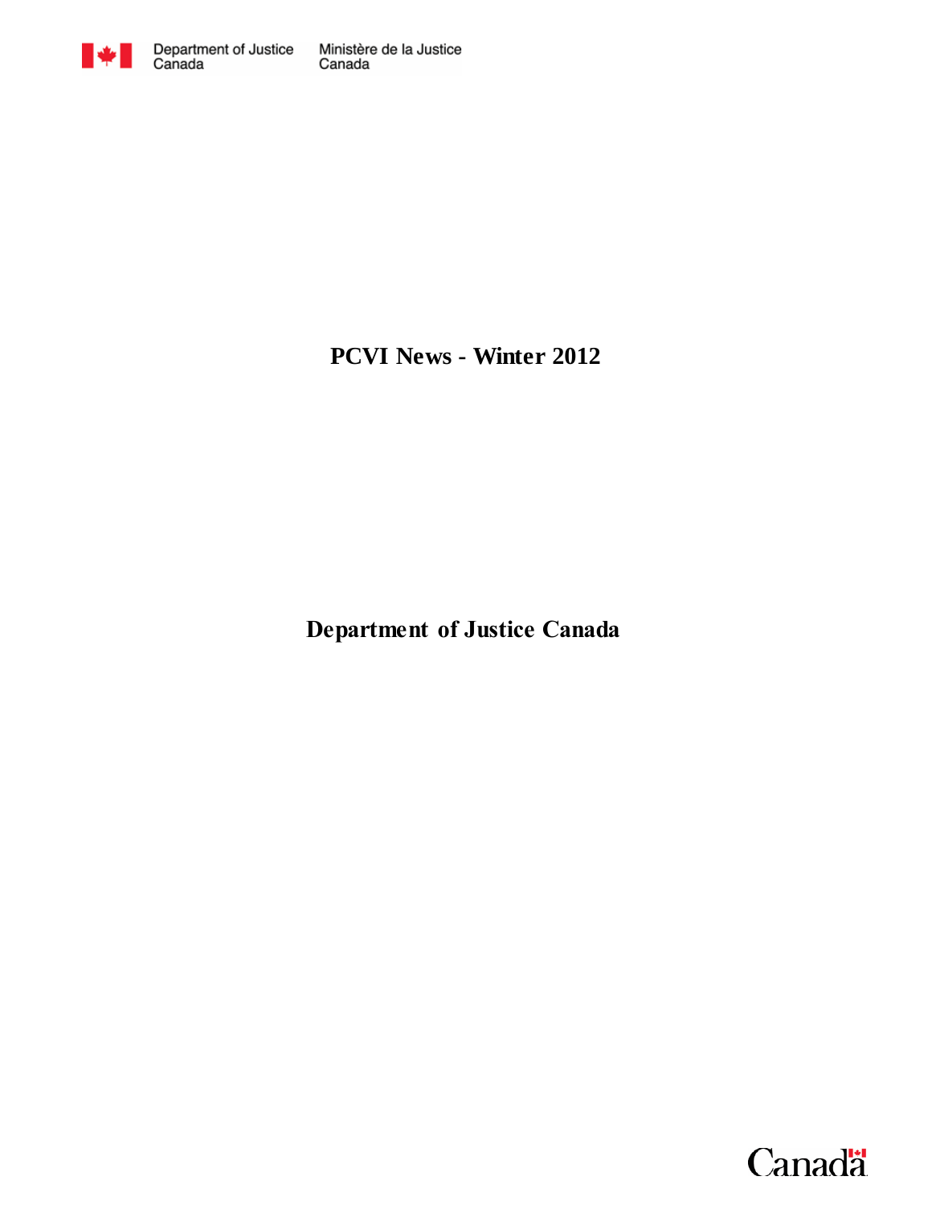Department of Justice Canada | Ministère de la Justice Canada

# PCVI News - Winter 2012

**Department of Justice Canada**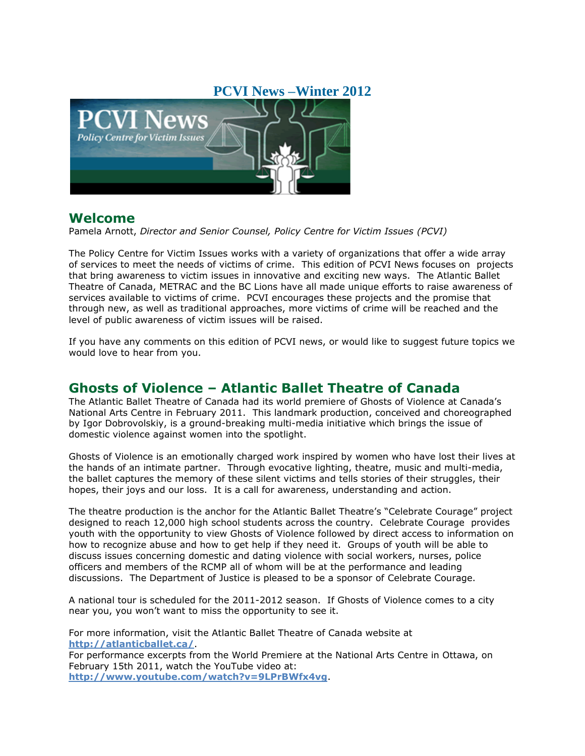# PCVI News –Winter 2012

## Welcome

Pamela Arnott, *Director and Senior Counsel, Policy Centre for Victim Issues (PCVI)*

The Policy Centre for Victim Issues works with a variety of organizations that offer a wide array of services to meet the needs of victims of crime. This edition of PCVI News focuses on projects that bring awareness to victim issues in innovative and exciting new ways. The Atlantic Ballet Theatre of Canada, METRAC and the BC Lions have all made unique efforts to raise awareness of services available to victims of crime. PCVI encourages these projects and the promise that through new, as well as traditional approaches, more victims of crime will be reached and the level of public awareness of victim issues will be raised.

If you have any comments on this edition of PCVI news, or would like to suggest future topics we would love to hear from you.

## Ghosts of Violence – Atlantic Ballet Theatre of Canada

The Atlantic Ballet Theatre of Canada had its world premiere of Ghosts of Violence at Canada's National Arts Centre in February 2011. This landmark production, conceived and choreographed by Igor Dobrovolskiy, is a ground-breaking multi-media initiative which brings the issue of domestic violence against women into the spotlight.

Ghosts of Violence is an emotionally charged work inspired by women who have lost their lives at the hands of an intimate partner. Through evocative lighting, theatre, music and multi-media, the ballet captures the memory of these silent victims and tells stories of their struggles, their hopes, their joys and our loss. It is a call for awareness, understanding and action.

The theatre production is the anchor for the Atlantic Ballet Theatre's "Celebrate Courage" project designed to reach 12,000 high school students across the country. Celebrate Courage provides youth with the opportunity to view Ghosts of Violence followed by direct access to information on how to recognize abuse and how to get help if they need it. Groups of youth will be able to discuss issues concerning domestic and dating violence with social workers, nurses, police officers and members of the RCMP all of whom will be at the performance and leading discussions. The Department of Justice is pleased to be a sponsor of Celebrate Courage.

A national tour is scheduled for the 2011-2012 season. If Ghosts of Violence comes to a city near you, you won't want to miss the opportunity to see it.

For more information, visit the Atlantic Ballet Theatre of Canada website at **http://atlanticballet.ca/**.
For performance excerpts from the World Premiere at the National Arts Centre in Ottawa, on February 15th 2011, watch the YouTube video at: **http://www.youtube.com/watch?v=9LPrBWfx4vg**.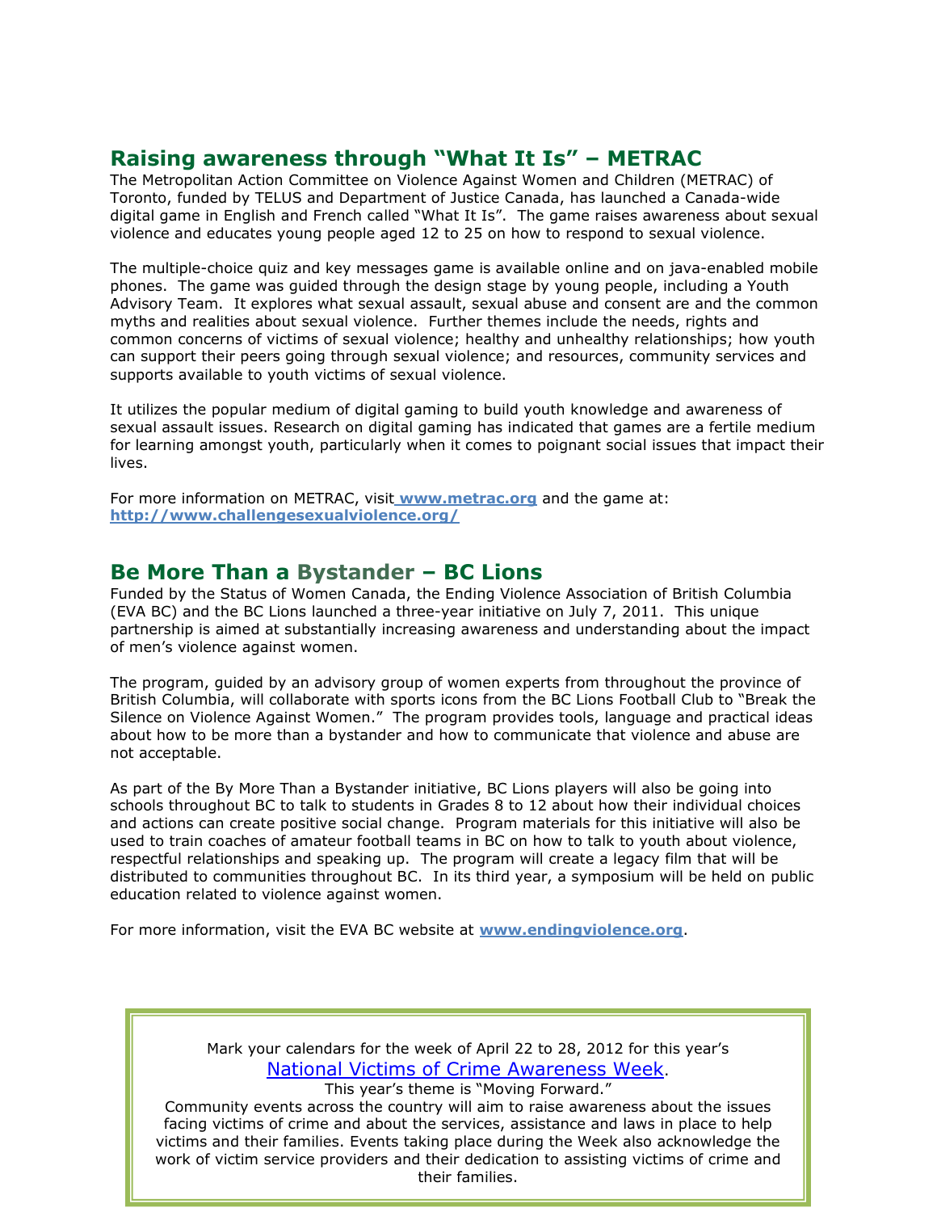## Raising awareness through "What It Is" – METRAC

The Metropolitan Action Committee on Violence Against Women and Children (METRAC) of Toronto, funded by TELUS and Department of Justice Canada, has launched a Canada-wide digital game in English and French called "What It Is". The game raises awareness about sexual violence and educates young people aged 12 to 25 on how to respond to sexual violence.

The multiple-choice quiz and key messages game is available online and on java-enabled mobile phones. The game was guided through the design stage by young people, including a Youth Advisory Team. It explores what sexual assault, sexual abuse and consent are and the common myths and realities about sexual violence. Further themes include the needs, rights and common concerns of victims of sexual violence; healthy and unhealthy relationships; how youth can support their peers going through sexual violence; and resources, community services and supports available to youth victims of sexual violence.

It utilizes the popular medium of digital gaming to build youth knowledge and awareness of sexual assault issues. Research on digital gaming has indicated that games are a fertile medium for learning amongst youth, particularly when it comes to poignant social issues that impact their lives.

For more information on METRAC, visit **www.metrac.org** and the game at: **http://www.challengesexualviolence.org/**

## Be More Than a Bystander – BC Lions

Funded by the Status of Women Canada, the Ending Violence Association of British Columbia (EVA BC) and the BC Lions launched a three-year initiative on July 7, 2011. This unique partnership is aimed at substantially increasing awareness and understanding about the impact of men's violence against women.

The program, guided by an advisory group of women experts from throughout the province of British Columbia, will collaborate with sports icons from the BC Lions Football Club to "Break the Silence on Violence Against Women." The program provides tools, language and practical ideas about how to be more than a bystander and how to communicate that violence and abuse are not acceptable.

As part of the By More Than a Bystander initiative, BC Lions players will also be going into schools throughout BC to talk to students in Grades 8 to 12 about how their individual choices and actions can create positive social change. Program materials for this initiative will also be used to train coaches of amateur football teams in BC on how to talk to youth about violence, respectful relationships and speaking up. The program will create a legacy film that will be distributed to communities throughout BC. In its third year, a symposium will be held on public education related to violence against women.

For more information, visit the EVA BC website at **www.endingviolence.org**.

---

Mark your calendars for the week of April 22 to 28, 2012 for this year's
National Victims of Crime Awareness Week.
This year's theme is "Moving Forward."
Community events across the country will aim to raise awareness about the issues facing victims of crime and about the services, assistance and laws in place to help victims and their families. Events taking place during the Week also acknowledge the work of victim service providers and their dedication to assisting victims of crime and their families.